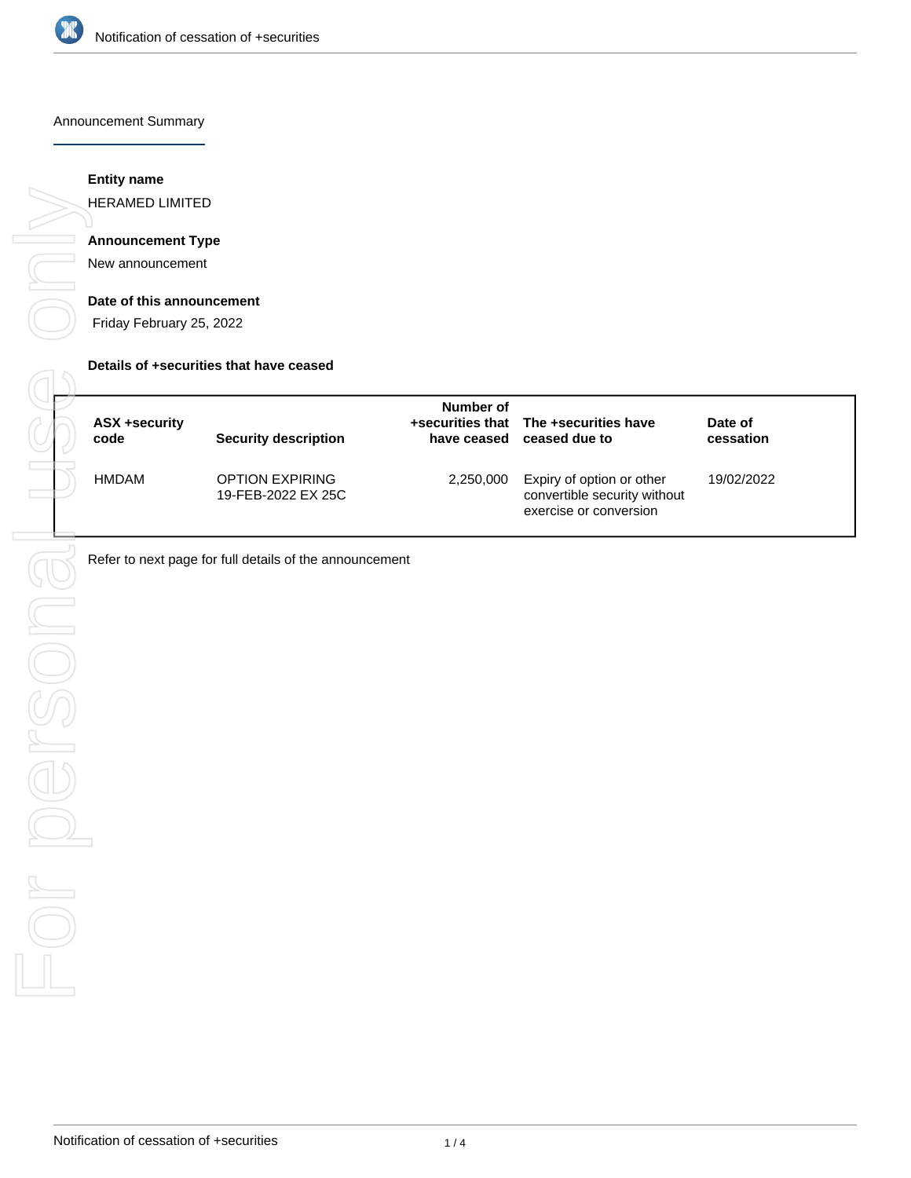## Announcement Summary

**Entity name**

HERAMED LIMITED

**Announcement Type**

New announcement

**Date of this announcement**

Friday February 25, 2022

**Details of +securities that have ceased**

| ASX +security code | Security description | Number of +securities that have ceased | The +securities have ceased due to | Date of cessation |
|---|---|---|---|---|
| HMDAM | OPTION EXPIRING 19-FEB-2022 EX 25C | 2,250,000 | Expiry of option or other convertible security without exercise or conversion | 19/02/2022 |

Refer to next page for full details of the announcement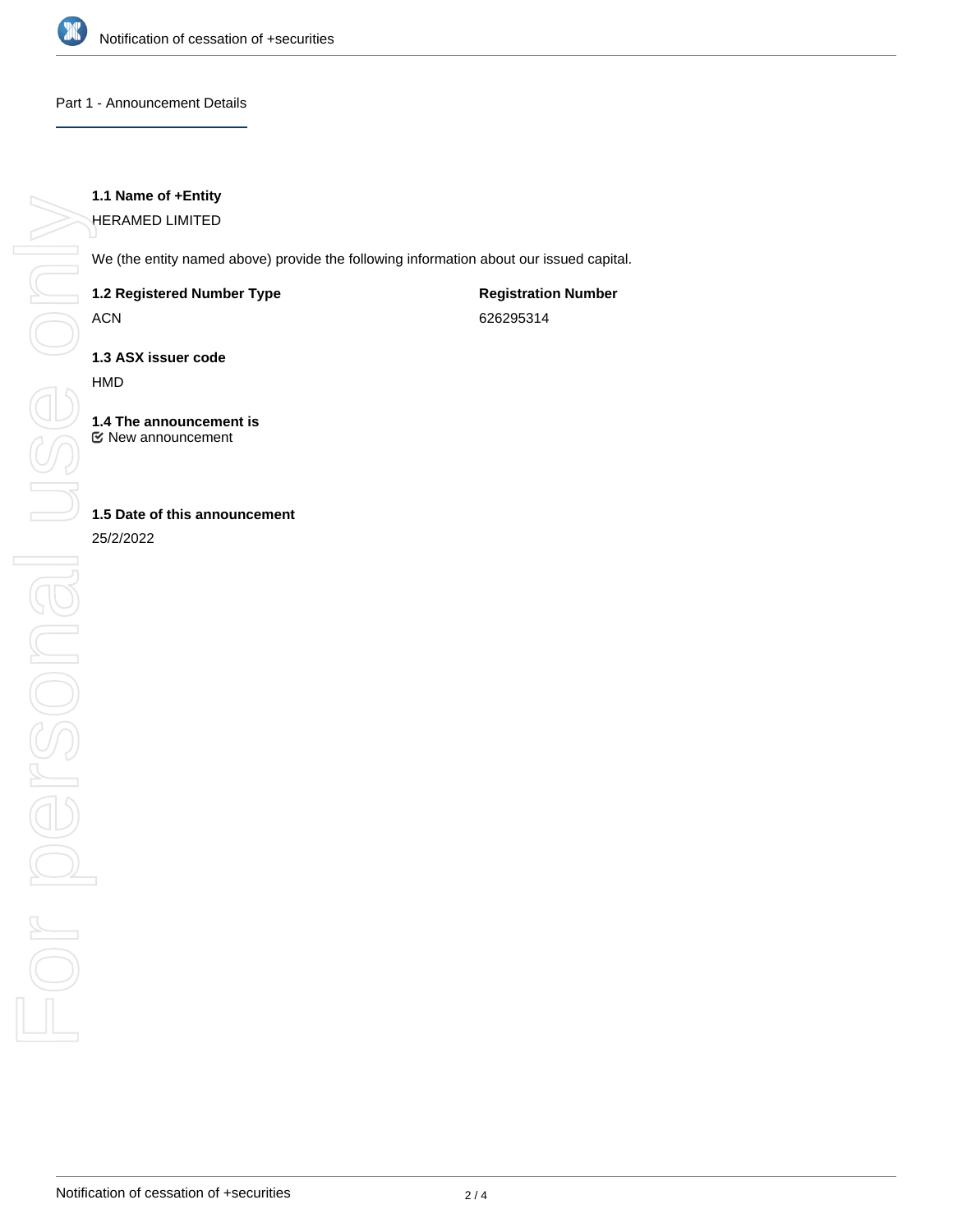## Part 1 - Announcement Details

### 1.1 Name of +Entity

HERAMED LIMITED

We (the entity named above) provide the following information about our issued capital.

| 1.2 Registered Number Type | Registration Number |
| --- | --- |
| ACN | 626295314 |

### 1.3 ASX issuer code

HMD

### 1.4 The announcement is

☑ New announcement

### 1.5 Date of this announcement

25/2/2022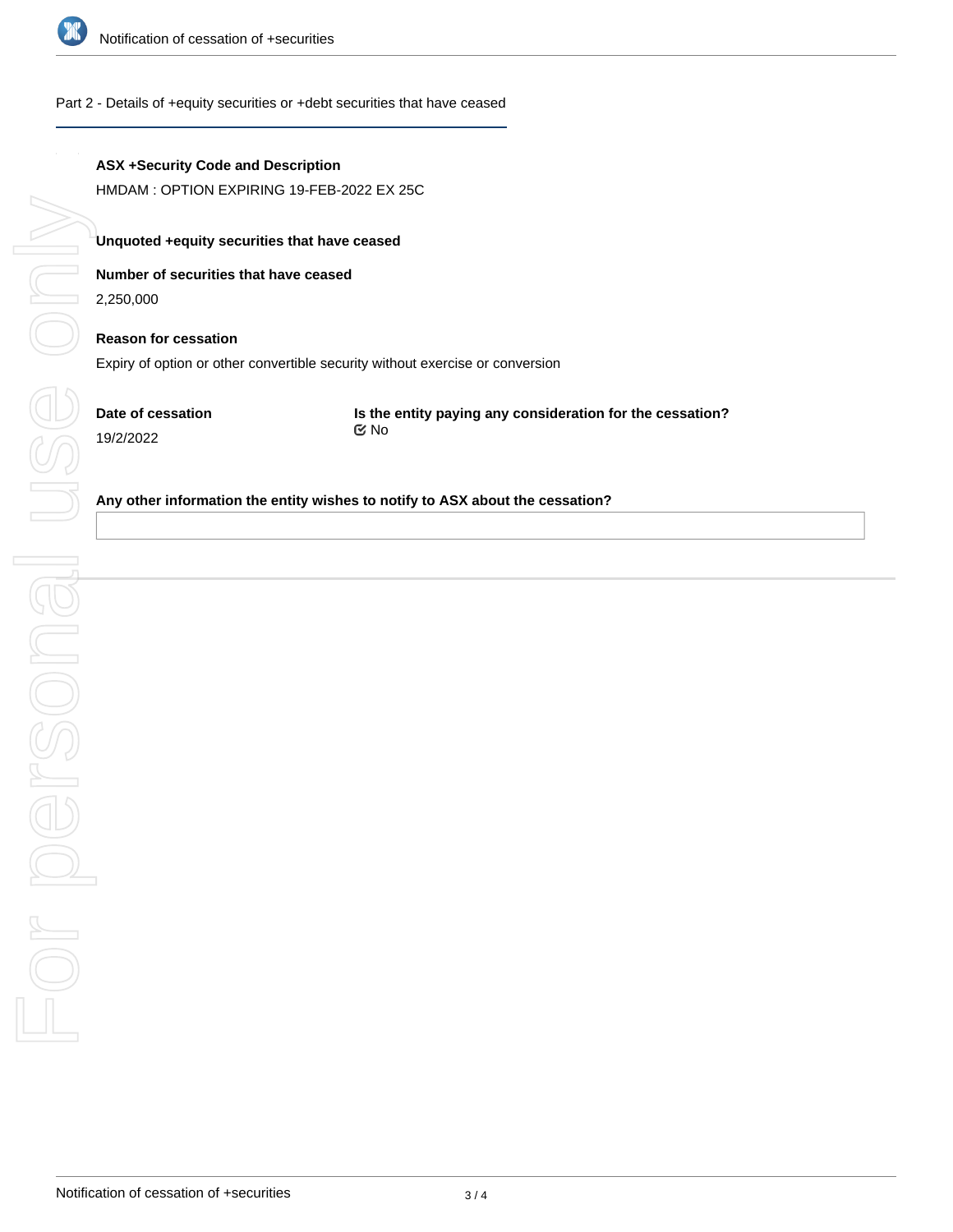## Part 2 - Details of +equity securities or +debt securities that have ceased

**ASX +Security Code and Description**

HMDAM : OPTION EXPIRING 19-FEB-2022 EX 25C

**Unquoted +equity securities that have ceased**

**Number of securities that have ceased**

2,250,000

**Reason for cessation**

Expiry of option or other convertible security without exercise or conversion

**Date of cessation**

19/2/2022

**Is the entity paying any consideration for the cessation?**

No

**Any other information the entity wishes to notify to ASX about the cessation?**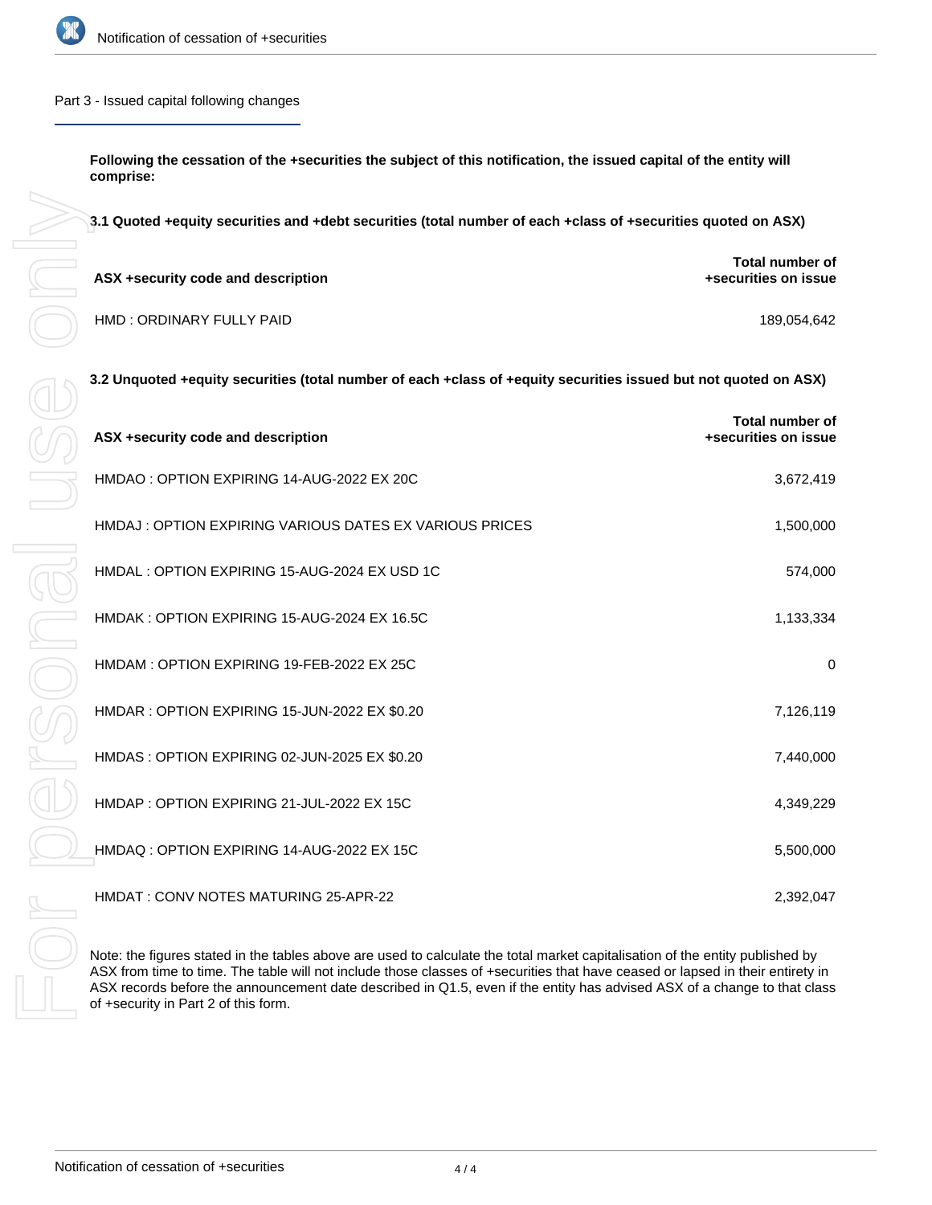## Part 3 - Issued capital following changes

**Following the cessation of the +securities the subject of this notification, the issued capital of the entity will comprise:**

**3.1 Quoted +equity securities and +debt securities (total number of each +class of +securities quoted on ASX)**

| ASX +security code and description | Total number of +securities on issue |
| --- | --- |
| HMD : ORDINARY FULLY PAID | 189,054,642 |

**3.2 Unquoted +equity securities (total number of each +class of +equity securities issued but not quoted on ASX)**

| ASX +security code and description | Total number of +securities on issue |
| --- | --- |
| HMDAO : OPTION EXPIRING 14-AUG-2022 EX 20C | 3,672,419 |
| HMDAJ : OPTION EXPIRING VARIOUS DATES EX VARIOUS PRICES | 1,500,000 |
| HMDAL : OPTION EXPIRING 15-AUG-2024 EX USD 1C | 574,000 |
| HMDAK : OPTION EXPIRING 15-AUG-2024 EX 16.5C | 1,133,334 |
| HMDAM : OPTION EXPIRING 19-FEB-2022 EX 25C | 0 |
| HMDAR : OPTION EXPIRING 15-JUN-2022 EX $0.20 | 7,126,119 |
| HMDAS : OPTION EXPIRING 02-JUN-2025 EX $0.20 | 7,440,000 |
| HMDAP : OPTION EXPIRING 21-JUL-2022 EX 15C | 4,349,229 |
| HMDAQ : OPTION EXPIRING 14-AUG-2022 EX 15C | 5,500,000 |
| HMDAT : CONV NOTES MATURING 25-APR-22 | 2,392,047 |

Note: the figures stated in the tables above are used to calculate the total market capitalisation of the entity published by ASX from time to time. The table will not include those classes of +securities that have ceased or lapsed in their entirety in ASX records before the announcement date described in Q1.5, even if the entity has advised ASX of a change to that class of +security in Part 2 of this form.